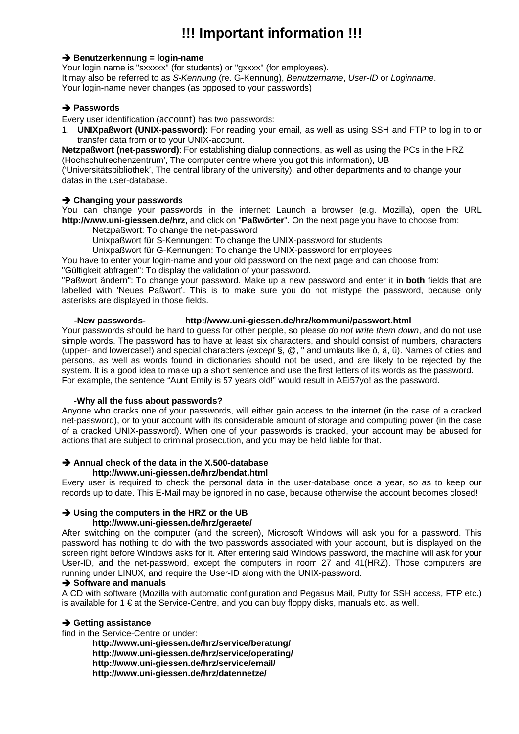# !!! Important information !!!

### ➔ Benutzerkennung = login-name

Your login name is "sxxxxx" (for students) or "gxxxx" (for employees).
It may also be referred to as *S-Kennung* (re. G-Kennung), *Benutzername*, *User-ID* or *Loginname*.
Your login-name never changes (as opposed to your passwords)

### ➔ Passwords

Every user identification (account) has two passwords:

1. **UNIXpaßwort (UNIX-password)**: For reading your email, as well as using SSH and FTP to log in to or transfer data from or to your UNIX-account.

**Netzpaßwort (net-password)**: For establishing dialup connections, as well as using the PCs in the HRZ (Hochschulrechenzentrum', The computer centre where you got this information), UB ('Universitätsbibliothek', The central library of the university), and other departments and to change your datas in the user-database.

### ➔ Changing your passwords

You can change your passwords in the internet: Launch a browser (e.g. Mozilla), open the URL **http://www.uni-giessen.de/hrz**, and click on "**Paßwörter**". On the next page you have to choose from:

Netzpaßwort: To change the net-password
Unixpaßwort für S-Kennungen: To change the UNIX-password for students
Unixpaßwort für G-Kennungen: To change the UNIX-password for employees

You have to enter your login-name and your old password on the next page and can choose from:
"Gültigkeit abfragen": To display the validation of your password.
"Paßwort ändern": To change your password. Make up a new password and enter it in **both** fields that are labelled with 'Neues Paßwort'. This is to make sure you do not mistype the password, because only asterisks are displayed in those fields.

**-New passwords-** **http://www.uni-giessen.de/hrz/kommuni/passwort.html**

Your passwords should be hard to guess for other people, so please *do not write them down*, and do not use simple words. The password has to have at least six characters, and should consist of numbers, characters (upper- and lowercase!) and special characters (*except* §, @, " and umlauts like ö, ä, ü). Names of cities and persons, as well as words found in dictionaries should not be used, and are likely to be rejected by the system. It is a good idea to make up a short sentence and use the first letters of its words as the password. For example, the sentence "Aunt Emily is 57 years old!" would result in AEi57yo! as the password.

**-Why all the fuss about passwords?**

Anyone who cracks one of your passwords, will either gain access to the internet (in the case of a cracked net-password), or to your account with its considerable amount of storage and computing power (in the case of a cracked UNIX-password). When one of your passwords is cracked, your account may be abused for actions that are subject to criminal prosecution, and you may be held liable for that.

### ➔ Annual check of the data in the X.500-database

**http://www.uni-giessen.de/hrz/bendat.html**

Every user is required to check the personal data in the user-database once a year, so as to keep our records up to date. This E-Mail may be ignored in no case, because otherwise the account becomes closed!

### ➔ Using the computers in the HRZ or the UB

**http://www.uni-giessen.de/hrz/geraete/**

After switching on the computer (and the screen), Microsoft Windows will ask you for a password. This password has nothing to do with the two passwords associated with your account, but is displayed on the screen right before Windows asks for it. After entering said Windows password, the machine will ask for your User-ID, and the net-password, except the computers in room 27 and 41(HRZ). Those computers are running under LINUX, and require the User-ID along with the UNIX-password.

### ➔ Software and manuals

A CD with software (Mozilla with automatic configuration and Pegasus Mail, Putty for SSH access, FTP etc.) is available for 1 € at the Service-Centre, and you can buy floppy disks, manuals etc. as well.

### ➔ Getting assistance

find in the Service-Centre or under:

**http://www.uni-giessen.de/hrz/service/beratung/**
**http://www.uni-giessen.de/hrz/service/operating/**
**http://www.uni-giessen.de/hrz/service/email/**
**http://www.uni-giessen.de/hrz/datennetze/**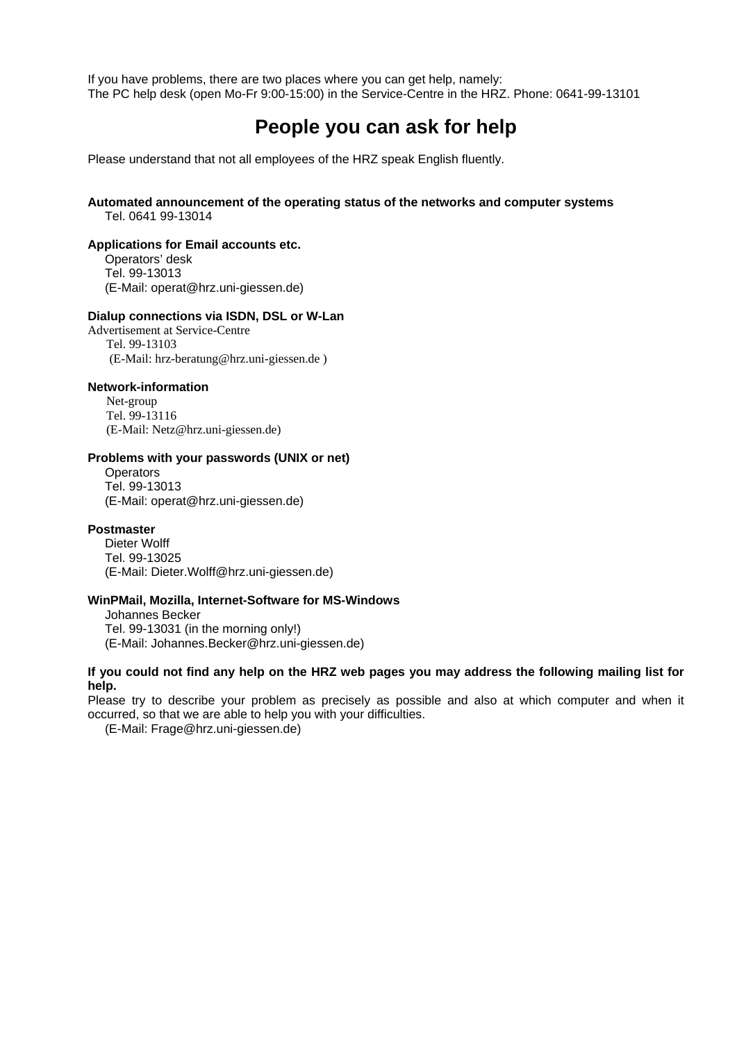If you have problems, there are two places where you can get help, namely:
The PC help desk (open Mo-Fr 9:00-15:00) in the Service-Centre in the HRZ. Phone: 0641-99-13101

# People you can ask for help

Please understand that not all employees of the HRZ speak English fluently.

**Automated announcement of the operating status of the networks and computer systems**
Tel. 0641 99-13014

**Applications for Email accounts etc.**
Operators' desk
Tel. 99-13013
(E-Mail: operat@hrz.uni-giessen.de)

**Dialup connections via ISDN, DSL or W-Lan**
Advertisement at Service-Centre
Tel. 99-13103
(E-Mail: hrz-beratung@hrz.uni-giessen.de )

**Network-information**
Net-group
Tel. 99-13116
(E-Mail: Netz@hrz.uni-giessen.de)

**Problems with your passwords (UNIX or net)**
Operators
Tel. 99-13013
(E-Mail: operat@hrz.uni-giessen.de)

**Postmaster**
Dieter Wolff
Tel. 99-13025
(E-Mail: Dieter.Wolff@hrz.uni-giessen.de)

**WinPMail, Mozilla, Internet-Software for MS-Windows**
Johannes Becker
Tel. 99-13031 (in the morning only!)
(E-Mail: Johannes.Becker@hrz.uni-giessen.de)

**If you could not find any help on the HRZ web pages you may address the following mailing list for help.**
Please try to describe your problem as precisely as possible and also at which computer and when it occurred, so that we are able to help you with your difficulties.
(E-Mail: Frage@hrz.uni-giessen.de)